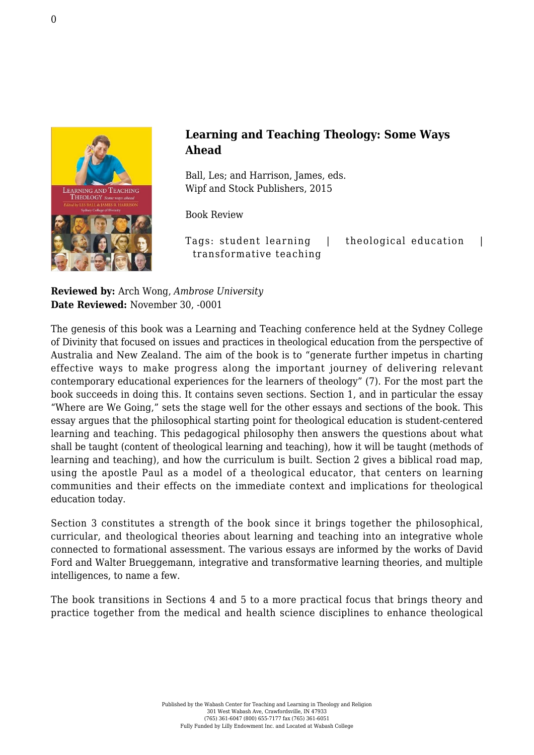# Learning and Teaching Theology: Some Ways Ahead

Ball, Les; and Harrison, James, eds.
Wipf and Stock Publishers, 2015

Book Review

Tags: student learning | theological education | transformative teaching

**Reviewed by:** Arch Wong, *Ambrose University*
**Date Reviewed:** November 30, -0001

The genesis of this book was a Learning and Teaching conference held at the Sydney College of Divinity that focused on issues and practices in theological education from the perspective of Australia and New Zealand. The aim of the book is to "generate further impetus in charting effective ways to make progress along the important journey of delivering relevant contemporary educational experiences for the learners of theology" (7). For the most part the book succeeds in doing this. It contains seven sections. Section 1, and in particular the essay "Where are We Going," sets the stage well for the other essays and sections of the book. This essay argues that the philosophical starting point for theological education is student-centered learning and teaching. This pedagogical philosophy then answers the questions about what shall be taught (content of theological learning and teaching), how it will be taught (methods of learning and teaching), and how the curriculum is built. Section 2 gives a biblical road map, using the apostle Paul as a model of a theological educator, that centers on learning communities and their effects on the immediate context and implications for theological education today.

Section 3 constitutes a strength of the book since it brings together the philosophical, curricular, and theological theories about learning and teaching into an integrative whole connected to formational assessment. The various essays are informed by the works of David Ford and Walter Brueggemann, integrative and transformative learning theories, and multiple intelligences, to name a few.

The book transitions in Sections 4 and 5 to a more practical focus that brings theory and practice together from the medical and health science disciplines to enhance theological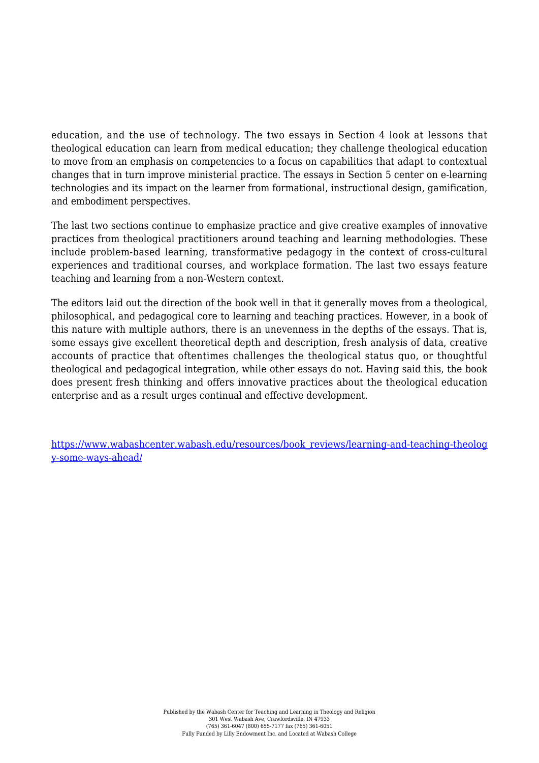education, and the use of technology. The two essays in Section 4 look at lessons that theological education can learn from medical education; they challenge theological education to move from an emphasis on competencies to a focus on capabilities that adapt to contextual changes that in turn improve ministerial practice. The essays in Section 5 center on e-learning technologies and its impact on the learner from formational, instructional design, gamification, and embodiment perspectives.

The last two sections continue to emphasize practice and give creative examples of innovative practices from theological practitioners around teaching and learning methodologies. These include problem-based learning, transformative pedagogy in the context of cross-cultural experiences and traditional courses, and workplace formation. The last two essays feature teaching and learning from a non-Western context.

The editors laid out the direction of the book well in that it generally moves from a theological, philosophical, and pedagogical core to learning and teaching practices. However, in a book of this nature with multiple authors, there is an unevenness in the depths of the essays. That is, some essays give excellent theoretical depth and description, fresh analysis of data, creative accounts of practice that oftentimes challenges the theological status quo, or thoughtful theological and pedagogical integration, while other essays do not. Having said this, the book does present fresh thinking and offers innovative practices about the theological education enterprise and as a result urges continual and effective development.

https://www.wabashcenter.wabash.edu/resources/book_reviews/learning-and-teaching-theology-some-ways-ahead/

Published by the Wabash Center for Teaching and Learning in Theology and Religion
301 West Wabash Ave, Crawfordsville, IN 47933
(765) 361-6047 (800) 655-7177 fax (765) 361-6051
Fully Funded by Lilly Endowment Inc. and Located at Wabash College